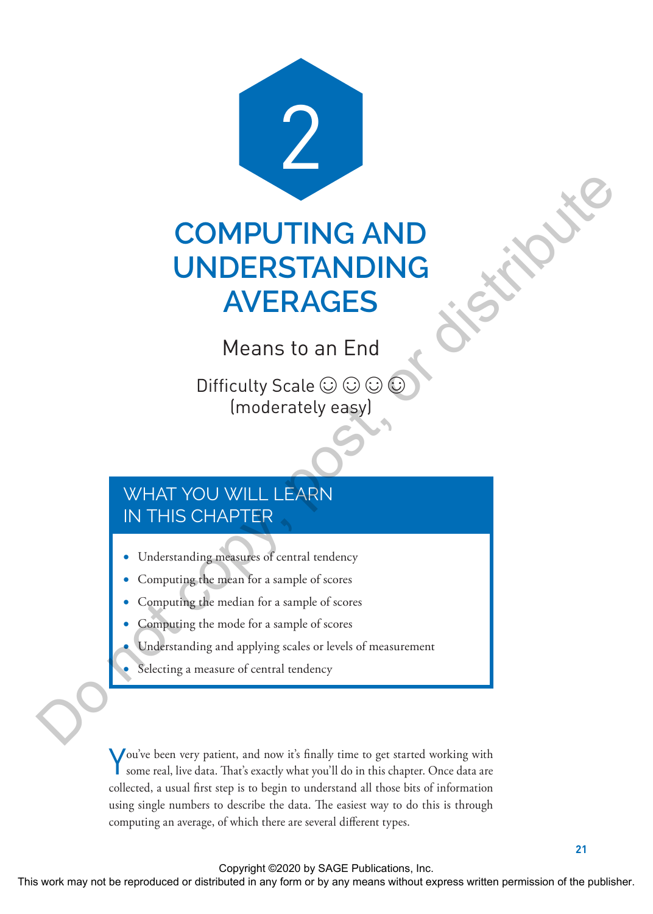# 2

# COMPUTING AND UNDERSTANDING AVERAGES

## Means to an End

Difficulty Scale ☺ ☺ ☺ ☺ (moderately easy)

## WHAT YOU WILL LEARN IN THIS CHAPTER

- Understanding measures of central tendency
- Computing the mean for a sample of scores
- Computing the median for a sample of scores
- Computing the mode for a sample of scores
- Understanding and applying scales or levels of measurement
- Selecting a measure of central tendency

You've been very patient, and now it's finally time to get started working with some real, live data. That's exactly what you'll do in this chapter. Once data are collected, a usual first step is to begin to understand all those bits of information using single numbers to describe the data. The easiest way to do this is through computing an average, of which there are several different types.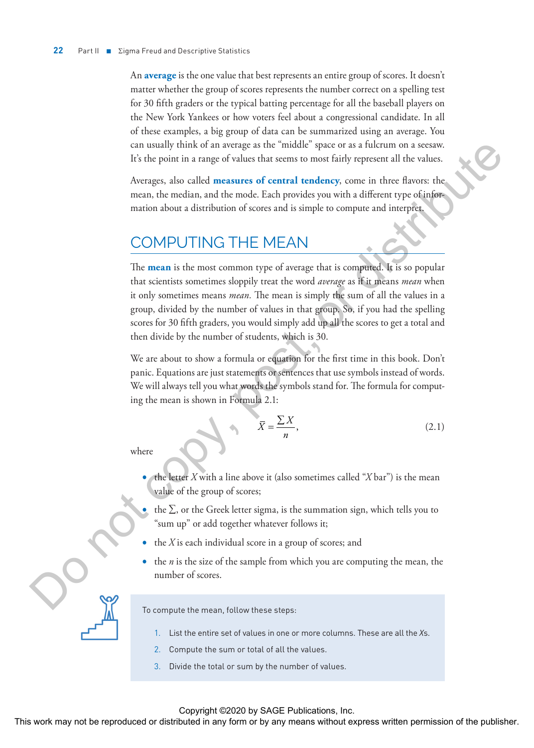An **average** is the one value that best represents an entire group of scores. It doesn't matter whether the group of scores represents the number correct on a spelling test for 30 fifth graders or the typical batting percentage for all the baseball players on the New York Yankees or how voters feel about a congressional candidate. In all of these examples, a big group of data can be summarized using an average. You can usually think of an average as the "middle" space or as a fulcrum on a seesaw. It's the point in a range of values that seems to most fairly represent all the values.

Averages, also called **measures of central tendency**, come in three flavors: the mean, the median, and the mode. Each provides you with a different type of information about a distribution of scores and is simple to compute and interpret.

## COMPUTING THE MEAN

The **mean** is the most common type of average that is computed. It is so popular that scientists sometimes sloppily treat the word *average* as if it means *mean* when it only sometimes means *mean*. The mean is simply the sum of all the values in a group, divided by the number of values in that group. So, if you had the spelling scores for 30 fifth graders, you would simply add up all the scores to get a total and then divide by the number of students, which is 30.

We are about to show a formula or equation for the first time in this book. Don't panic. Equations are just statements or sentences that use symbols instead of words. We will always tell you what words the symbols stand for. The formula for computing the mean is shown in Formula 2.1:

$$\bar{X} = \frac{\sum X}{n}, \tag{2.1}$$

where

- the letter $X$ with a line above it (also sometimes called "$X$ bar") is the mean value of the group of scores;
- the $\sum$, or the Greek letter sigma, is the summation sign, which tells you to "sum up" or add together whatever follows it;
- the $X$ is each individual score in a group of scores; and
- the $n$ is the size of the sample from which you are computing the mean, the number of scores.

To compute the mean, follow these steps:

1. List the entire set of values in one or more columns. These are all the *X*s.
2. Compute the sum or total of all the values.
3. Divide the total or sum by the number of values.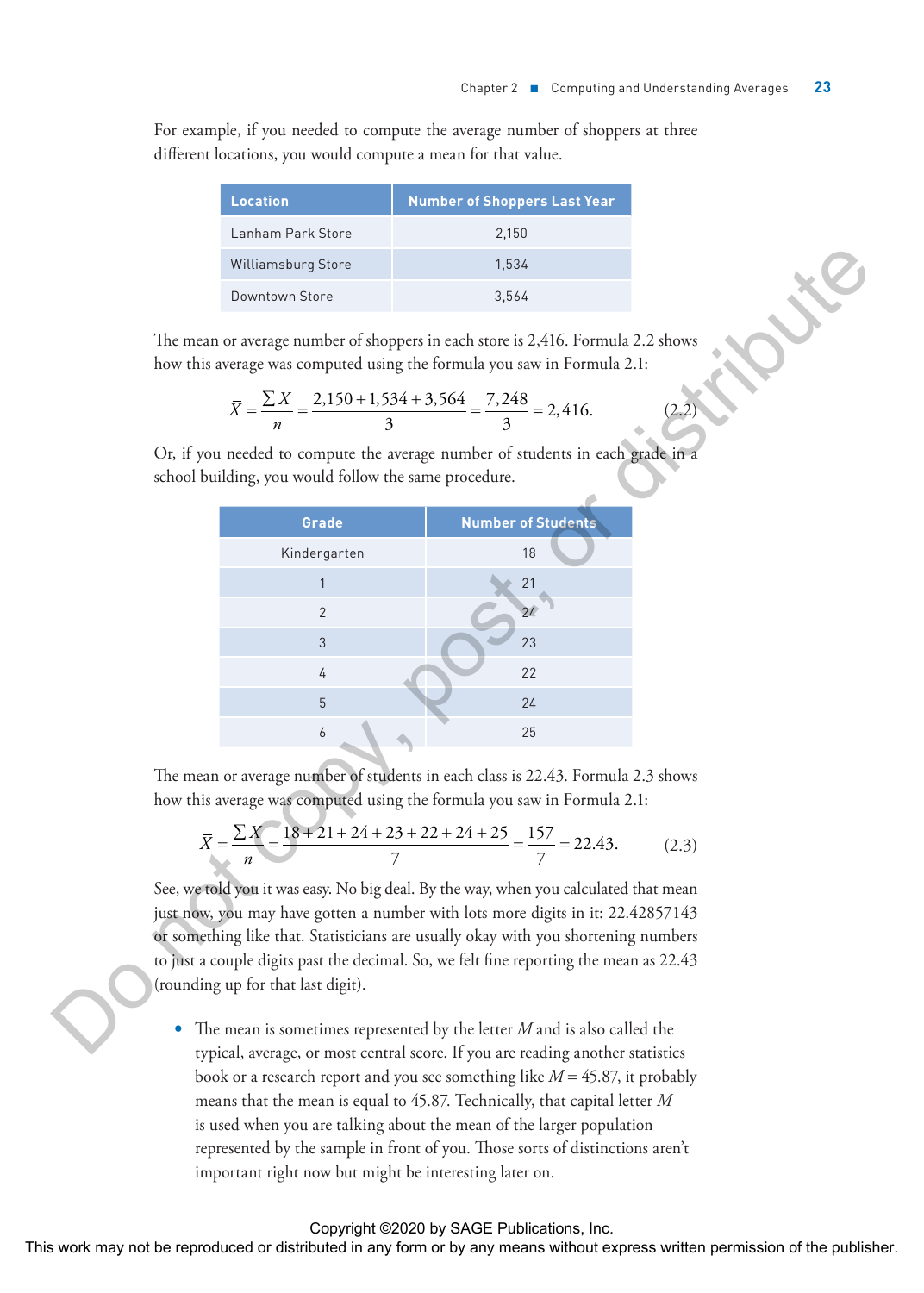For example, if you needed to compute the average number of shoppers at three different locations, you would compute a mean for that value.

| Location | Number of Shoppers Last Year |
| --- | --- |
| Lanham Park Store | 2,150 |
| Williamsburg Store | 1,534 |
| Downtown Store | 3,564 |

The mean or average number of shoppers in each store is 2,416. Formula 2.2 shows how this average was computed using the formula you saw in Formula 2.1:

$$\bar{X} = \frac{\sum X}{n} = \frac{2{,}150 + 1{,}534 + 3{,}564}{3} = \frac{7{,}248}{3} = 2{,}416. \quad (2.2)$$

Or, if you needed to compute the average number of students in each grade in a school building, you would follow the same procedure.

| Grade | Number of Students |
| --- | --- |
| Kindergarten | 18 |
| 1 | 21 |
| 2 | 24 |
| 3 | 23 |
| 4 | 22 |
| 5 | 24 |
| 6 | 25 |

The mean or average number of students in each class is 22.43. Formula 2.3 shows how this average was computed using the formula you saw in Formula 2.1:

$$\bar{X} = \frac{\sum X}{n} = \frac{18 + 21 + 24 + 23 + 22 + 24 + 25}{7} = \frac{157}{7} = 22.43. \quad (2.3)$$

See, we told you it was easy. No big deal. By the way, when you calculated that mean just now, you may have gotten a number with lots more digits in it: 22.42857143 or something like that. Statisticians are usually okay with you shortening numbers to just a couple digits past the decimal. So, we felt fine reporting the mean as 22.43 (rounding up for that last digit).

- The mean is sometimes represented by the letter $M$ and is also called the typical, average, or most central score. If you are reading another statistics book or a research report and you see something like $M = 45.87$, it probably means that the mean is equal to 45.87. Technically, that capital letter $M$ is used when you are talking about the mean of the larger population represented by the sample in front of you. Those sorts of distinctions aren't important right now but might be interesting later on.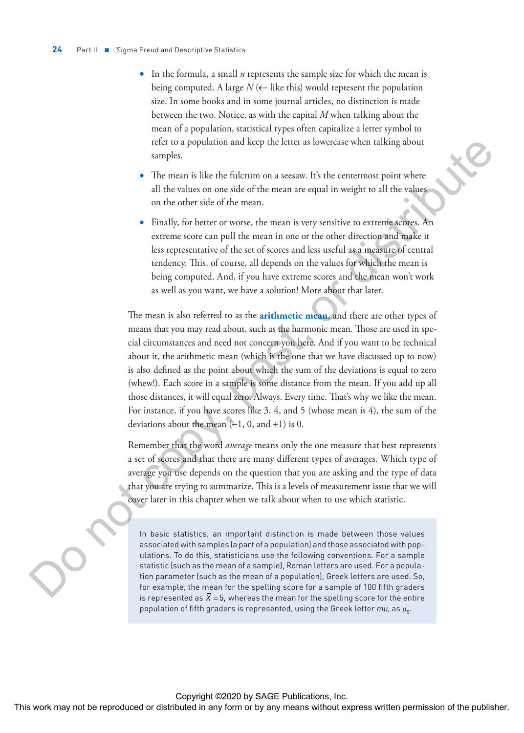- In the formula, a small $n$ represents the sample size for which the mean is being computed. A large $N$ (← like this) would represent the population size. In some books and in some journal articles, no distinction is made between the two. Notice, as with the capital $M$ when talking about the mean of a population, statistical types often capitalize a letter symbol to refer to a population and keep the letter as lowercase when talking about samples.
- The mean is like the fulcrum on a seesaw. It's the centermost point where all the values on one side of the mean are equal in weight to all the values on the other side of the mean.
- Finally, for better or worse, the mean is very sensitive to extreme scores. An extreme score can pull the mean in one or the other direction and make it less representative of the set of scores and less useful as a measure of central tendency. This, of course, all depends on the values for which the mean is being computed. And, if you have extreme scores and the mean won't work as well as you want, we have a solution! More about that later.

The mean is also referred to as the **arithmetic mean**, and there are other types of means that you may read about, such as the harmonic mean. Those are used in special circumstances and need not concern you here. And if you want to be technical about it, the arithmetic mean (which is the one that we have discussed up to now) is also defined as the point about which the sum of the deviations is equal to zero (whew!). Each score in a sample is some distance from the mean. If you add up all those distances, it will equal zero. Always. Every time. That's why we like the mean. For instance, if you have scores like 3, 4, and 5 (whose mean is 4), the sum of the deviations about the mean (−1, 0, and +1) is 0.

Remember that the word *average* means only the one measure that best represents a set of scores and that there are many different types of averages. Which type of average you use depends on the question that you are asking and the type of data that you are trying to summarize. This is a levels of measurement issue that we will cover later in this chapter when we talk about when to use which statistic.

In basic statistics, an important distinction is made between those values associated with samples (a part of a population) and those associated with populations. To do this, statisticians use the following conventions. For a sample statistic (such as the mean of a sample), Roman letters are used. For a population parameter (such as the mean of a population), Greek letters are used. So, for example, the mean for the spelling score for a sample of 100 fifth graders is represented as $\bar{X} = 5$, whereas the mean for the spelling score for the entire population of fifth graders is represented, using the Greek letter *mu*, as $\mu_5$.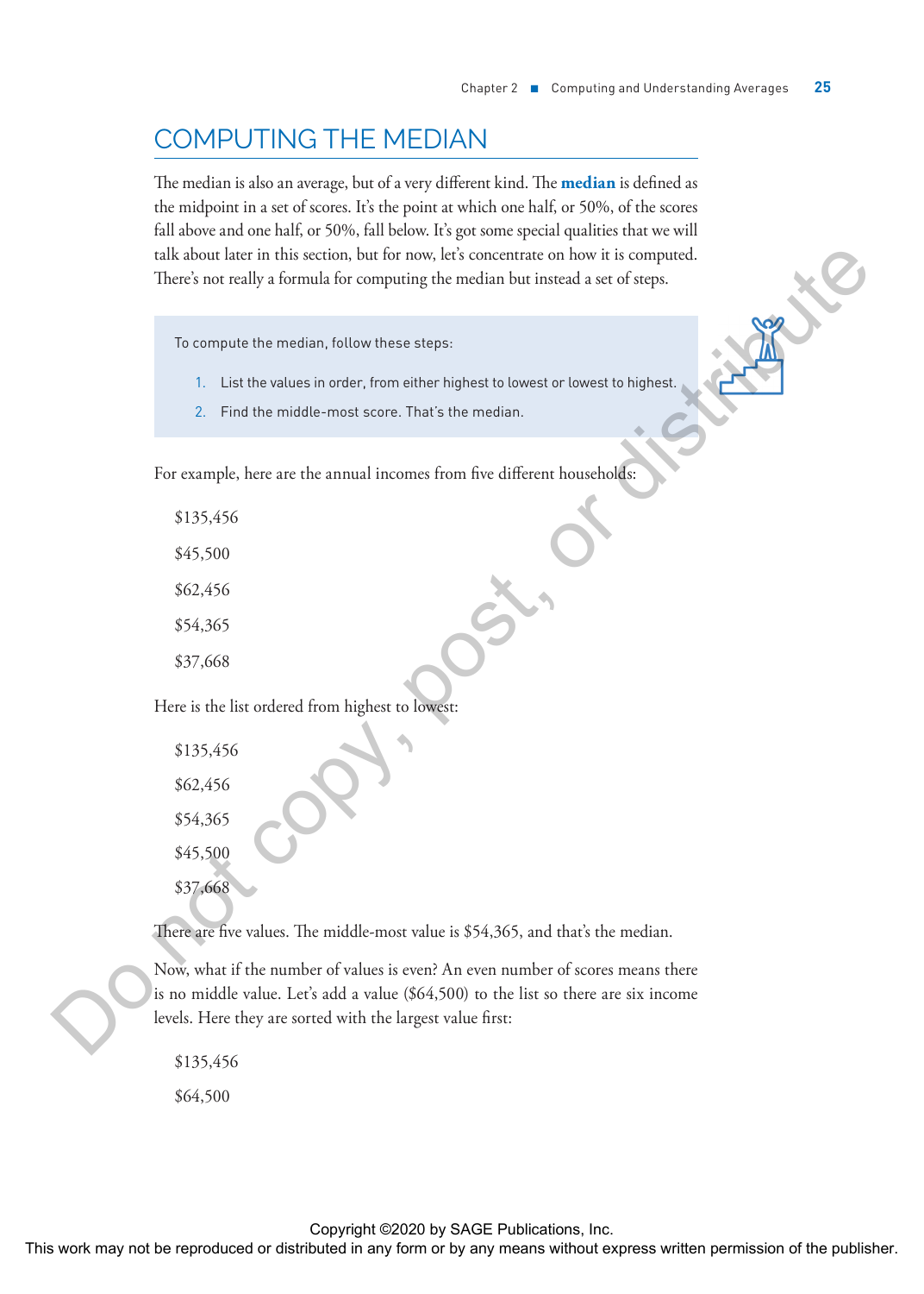## COMPUTING THE MEDIAN

The median is also an average, but of a very different kind. The **median** is defined as the midpoint in a set of scores. It's the point at which one half, or 50%, of the scores fall above and one half, or 50%, fall below. It's got some special qualities that we will talk about later in this section, but for now, let's concentrate on how it is computed. There's not really a formula for computing the median but instead a set of steps.

To compute the median, follow these steps:

1. List the values in order, from either highest to lowest or lowest to highest.
2. Find the middle-most score. That's the median.

For example, here are the annual incomes from five different households:

$135,456

$45,500

$62,456

$54,365

$37,668

Here is the list ordered from highest to lowest:

$135,456

$62,456

$54,365

$45,500

$37,668

There are five values. The middle-most value is $54,365, and that's the median.

Now, what if the number of values is even? An even number of scores means there is no middle value. Let's add a value ($64,500) to the list so there are six income levels. Here they are sorted with the largest value first:

$135,456

$64,500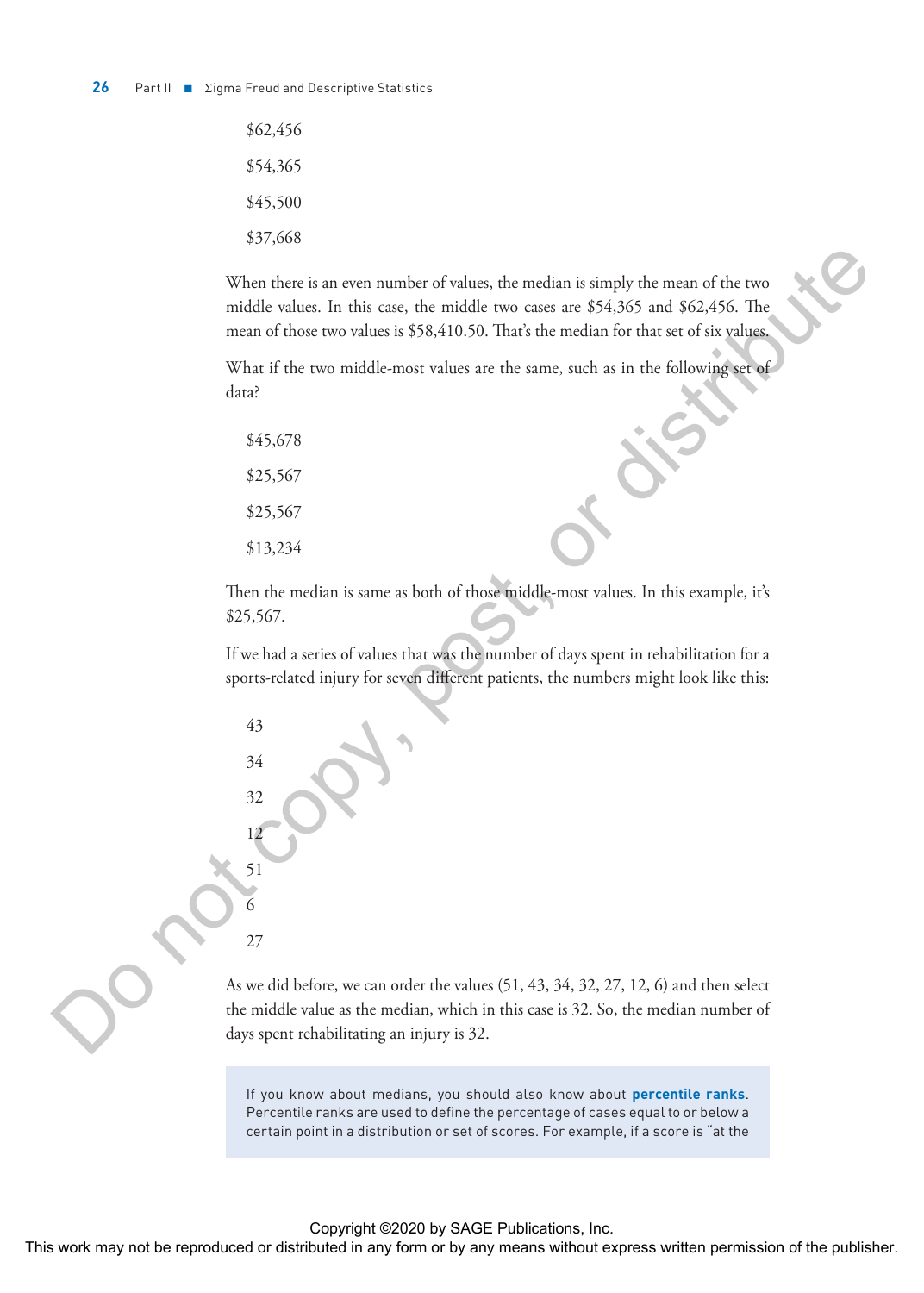$62,456

$54,365

$45,500

$37,668

When there is an even number of values, the median is simply the mean of the two middle values. In this case, the middle two cases are $54,365 and $62,456. The mean of those two values is $58,410.50. That's the median for that set of six values.

What if the two middle-most values are the same, such as in the following set of data?

$45,678

$25,567

$25,567

$13,234

Then the median is same as both of those middle-most values. In this example, it's $25,567.

If we had a series of values that was the number of days spent in rehabilitation for a sports-related injury for seven different patients, the numbers might look like this:

43

34

32

12

51

6

27

As we did before, we can order the values (51, 43, 34, 32, 27, 12, 6) and then select the middle value as the median, which in this case is 32. So, the median number of days spent rehabilitating an injury is 32.

> If you know about medians, you should also know about **percentile ranks**. Percentile ranks are used to define the percentage of cases equal to or below a certain point in a distribution or set of scores. For example, if a score is "at the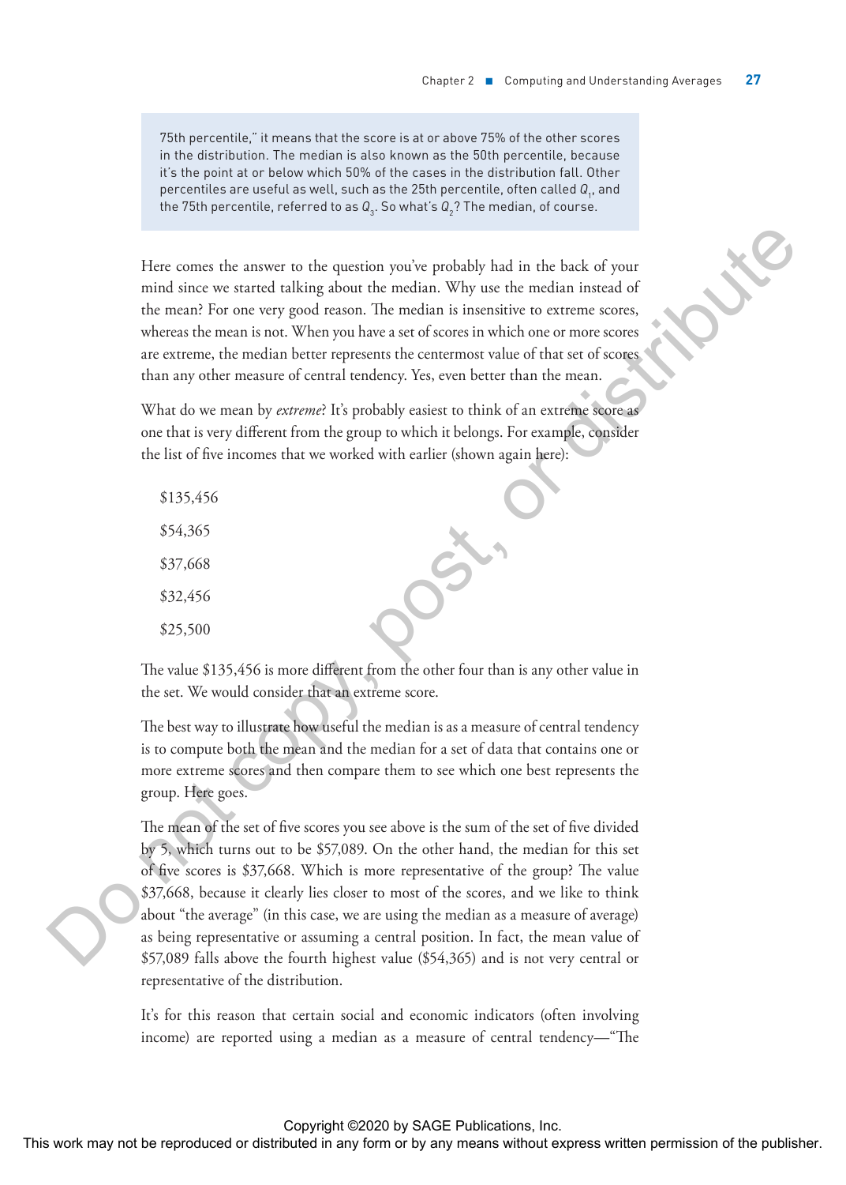75th percentile," it means that the score is at or above 75% of the other scores in the distribution. The median is also known as the 50th percentile, because it's the point at or below which 50% of the cases in the distribution fall. Other percentiles are useful as well, such as the 25th percentile, often called $Q_1$, and the 75th percentile, referred to as $Q_3$. So what's $Q_2$? The median, of course.

Here comes the answer to the question you've probably had in the back of your mind since we started talking about the median. Why use the median instead of the mean? For one very good reason. The median is insensitive to extreme scores, whereas the mean is not. When you have a set of scores in which one or more scores are extreme, the median better represents the centermost value of that set of scores than any other measure of central tendency. Yes, even better than the mean.

What do we mean by *extreme*? It's probably easiest to think of an extreme score as one that is very different from the group to which it belongs. For example, consider the list of five incomes that we worked with earlier (shown again here):

$135,456

$54,365

$37,668

$32,456

$25,500

The value $135,456 is more different from the other four than is any other value in the set. We would consider that an extreme score.

The best way to illustrate how useful the median is as a measure of central tendency is to compute both the mean and the median for a set of data that contains one or more extreme scores and then compare them to see which one best represents the group. Here goes.

The mean of the set of five scores you see above is the sum of the set of five divided by 5, which turns out to be $57,089. On the other hand, the median for this set of five scores is $37,668. Which is more representative of the group? The value $37,668, because it clearly lies closer to most of the scores, and we like to think about "the average" (in this case, we are using the median as a measure of average) as being representative or assuming a central position. In fact, the mean value of $57,089 falls above the fourth highest value ($54,365) and is not very central or representative of the distribution.

It's for this reason that certain social and economic indicators (often involving income) are reported using a median as a measure of central tendency—"The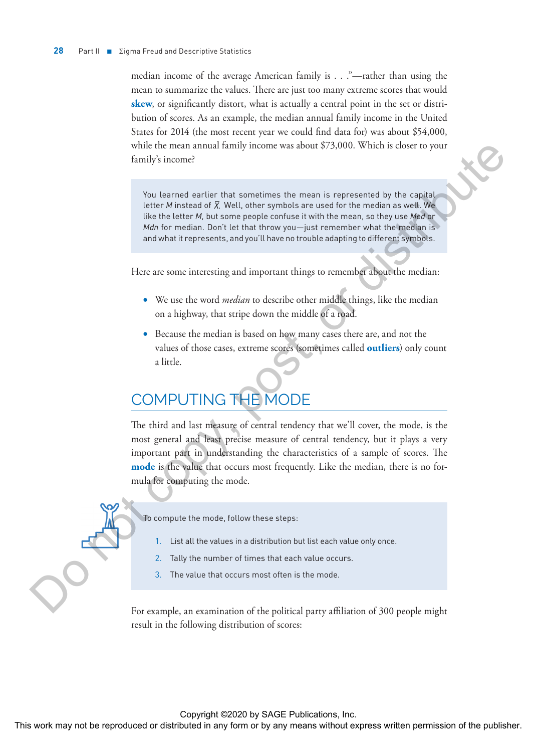median income of the average American family is . . ."—rather than using the mean to summarize the values. There are just too many extreme scores that would **skew**, or significantly distort, what is actually a central point in the set or distribution of scores. As an example, the median annual family income in the United States for 2014 (the most recent year we could find data for) was about $54,000, while the mean annual family income was about $73,000. Which is closer to your family's income?

> You learned earlier that sometimes the mean is represented by the capital letter *M* instead of $\bar{X}$. Well, other symbols are used for the median as well. We like the letter *M*, but some people confuse it with the mean, so they use *Med* or *Mdn* for median. Don't let that throw you—just remember what the median is and what it represents, and you'll have no trouble adapting to different symbols.

Here are some interesting and important things to remember about the median:

- We use the word *median* to describe other middle things, like the median on a highway, that stripe down the middle of a road.
- Because the median is based on how many cases there are, and not the values of those cases, extreme scores (sometimes called **outliers**) only count a little.

## COMPUTING THE MODE

The third and last measure of central tendency that we'll cover, the mode, is the most general and least precise measure of central tendency, but it plays a very important part in understanding the characteristics of a sample of scores. The **mode** is the value that occurs most frequently. Like the median, there is no formula for computing the mode.

> To compute the mode, follow these steps:
>
> 1. List all the values in a distribution but list each value only once.
> 2. Tally the number of times that each value occurs.
> 3. The value that occurs most often is the mode.

For example, an examination of the political party affiliation of 300 people might result in the following distribution of scores: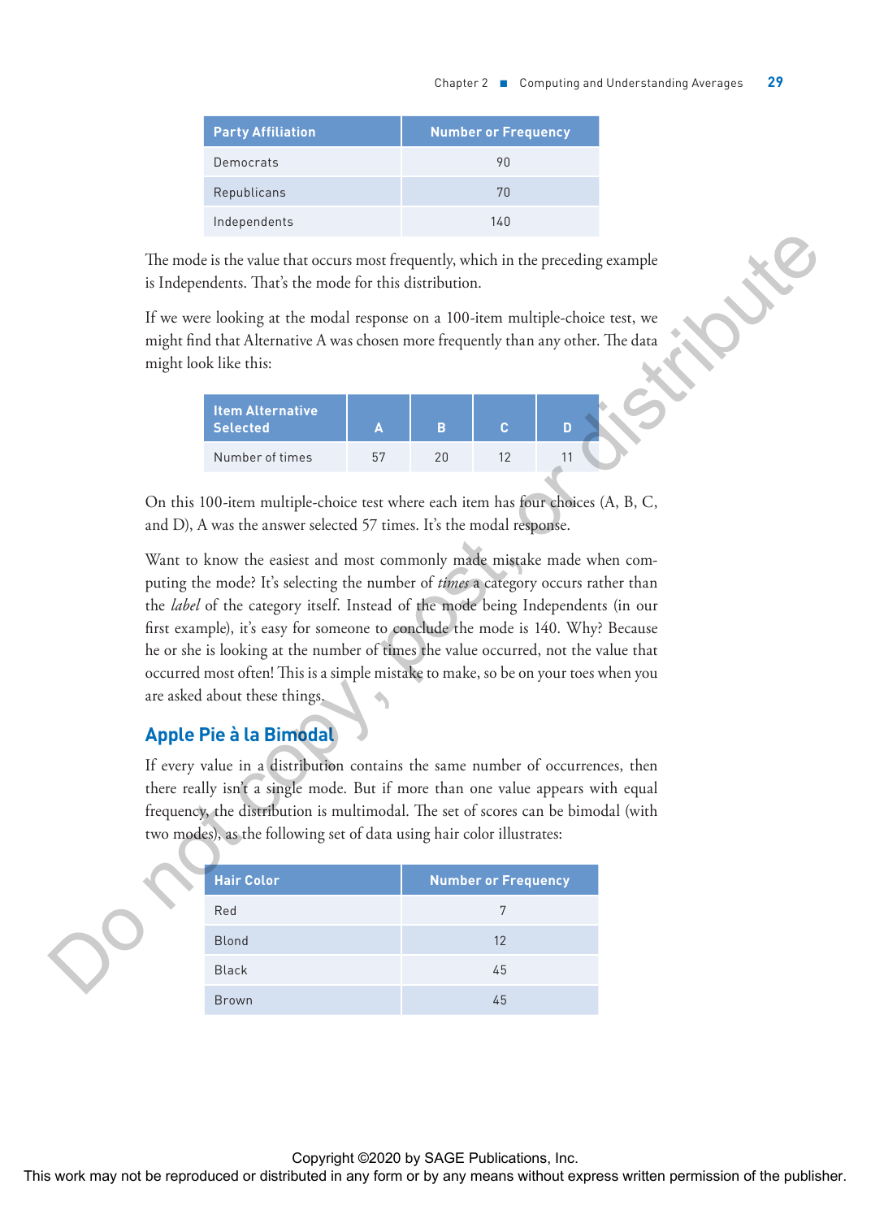| Party Affiliation | Number or Frequency |
| --- | --- |
| Democrats | 90 |
| Republicans | 70 |
| Independents | 140 |

The mode is the value that occurs most frequently, which in the preceding example is Independents. That's the mode for this distribution.

If we were looking at the modal response on a 100-item multiple-choice test, we might find that Alternative A was chosen more frequently than any other. The data might look like this:

| Item Alternative Selected | A | B | C | D |
| --- | --- | --- | --- | --- |
| Number of times | 57 | 20 | 12 | 11 |

On this 100-item multiple-choice test where each item has four choices (A, B, C, and D), A was the answer selected 57 times. It's the modal response.

Want to know the easiest and most commonly made mistake made when computing the mode? It's selecting the number of *times* a category occurs rather than the *label* of the category itself. Instead of the mode being Independents (in our first example), it's easy for someone to conclude the mode is 140. Why? Because he or she is looking at the number of times the value occurred, not the value that occurred most often! This is a simple mistake to make, so be on your toes when you are asked about these things.

## Apple Pie à la Bimodal

If every value in a distribution contains the same number of occurrences, then there really isn't a single mode. But if more than one value appears with equal frequency, the distribution is multimodal. The set of scores can be bimodal (with two modes), as the following set of data using hair color illustrates:

| Hair Color | Number or Frequency |
| --- | --- |
| Red | 7 |
| Blond | 12 |
| Black | 45 |
| Brown | 45 |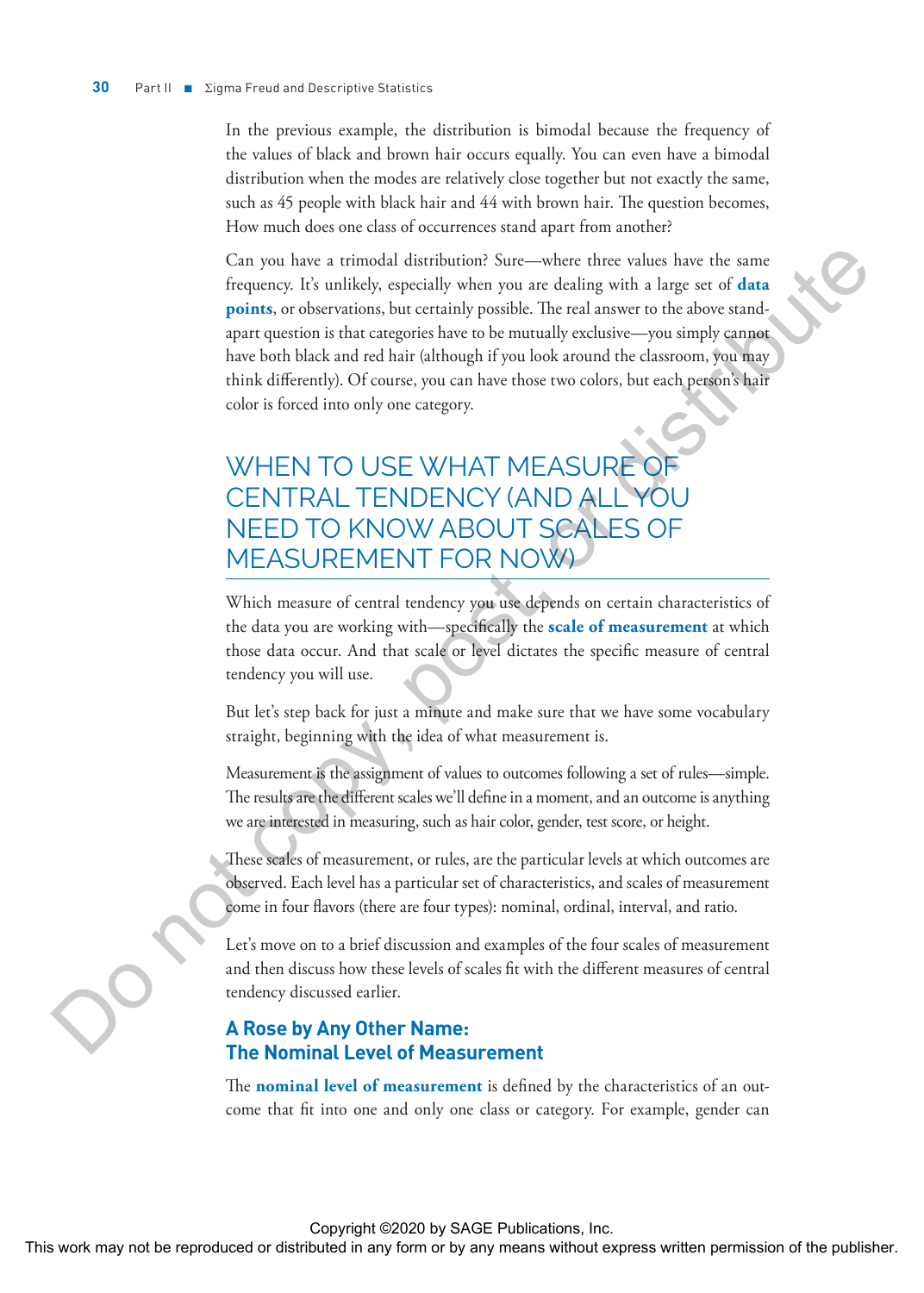In the previous example, the distribution is bimodal because the frequency of the values of black and brown hair occurs equally. You can even have a bimodal distribution when the modes are relatively close together but not exactly the same, such as 45 people with black hair and 44 with brown hair. The question becomes, How much does one class of occurrences stand apart from another?

Can you have a trimodal distribution? Sure—where three values have the same frequency. It's unlikely, especially when you are dealing with a large set of **data points**, or observations, but certainly possible. The real answer to the above stand-apart question is that categories have to be mutually exclusive—you simply cannot have both black and red hair (although if you look around the classroom, you may think differently). Of course, you can have those two colors, but each person's hair color is forced into only one category.

## WHEN TO USE WHAT MEASURE OF CENTRAL TENDENCY (AND ALL YOU NEED TO KNOW ABOUT SCALES OF MEASUREMENT FOR NOW)

Which measure of central tendency you use depends on certain characteristics of the data you are working with—specifically the **scale of measurement** at which those data occur. And that scale or level dictates the specific measure of central tendency you will use.

But let's step back for just a minute and make sure that we have some vocabulary straight, beginning with the idea of what measurement is.

Measurement is the assignment of values to outcomes following a set of rules—simple. The results are the different scales we'll define in a moment, and an outcome is anything we are interested in measuring, such as hair color, gender, test score, or height.

These scales of measurement, or rules, are the particular levels at which outcomes are observed. Each level has a particular set of characteristics, and scales of measurement come in four flavors (there are four types): nominal, ordinal, interval, and ratio.

Let's move on to a brief discussion and examples of the four scales of measurement and then discuss how these levels of scales fit with the different measures of central tendency discussed earlier.

### A Rose by Any Other Name: The Nominal Level of Measurement

The **nominal level of measurement** is defined by the characteristics of an outcome that fit into one and only one class or category. For example, gender can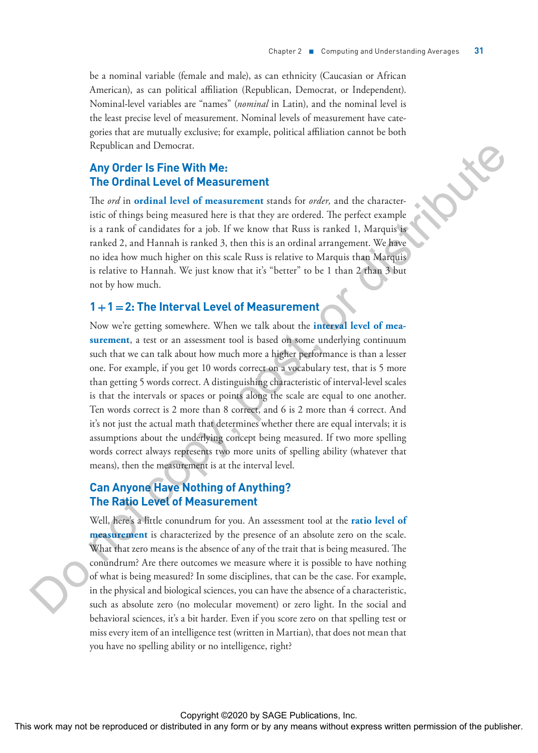be a nominal variable (female and male), as can ethnicity (Caucasian or African American), as can political affiliation (Republican, Democrat, or Independent). Nominal-level variables are "names" (*nominal* in Latin), and the nominal level is the least precise level of measurement. Nominal levels of measurement have categories that are mutually exclusive; for example, political affiliation cannot be both Republican and Democrat.

## Any Order Is Fine With Me: The Ordinal Level of Measurement

The *ord* in **ordinal level of measurement** stands for *order,* and the characteristic of things being measured here is that they are ordered. The perfect example is a rank of candidates for a job. If we know that Russ is ranked 1, Marquis is ranked 2, and Hannah is ranked 3, then this is an ordinal arrangement. We have no idea how much higher on this scale Russ is relative to Marquis than Marquis is relative to Hannah. We just know that it's "better" to be 1 than 2 than 3 but not by how much.

## 1 + 1 = 2: The Interval Level of Measurement

Now we're getting somewhere. When we talk about the **interval level of measurement**, a test or an assessment tool is based on some underlying continuum such that we can talk about how much more a higher performance is than a lesser one. For example, if you get 10 words correct on a vocabulary test, that is 5 more than getting 5 words correct. A distinguishing characteristic of interval-level scales is that the intervals or spaces or points along the scale are equal to one another. Ten words correct is 2 more than 8 correct, and 6 is 2 more than 4 correct. And it's not just the actual math that determines whether there are equal intervals; it is assumptions about the underlying concept being measured. If two more spelling words correct always represents two more units of spelling ability (whatever that means), then the measurement is at the interval level.

## Can Anyone Have Nothing of Anything? The Ratio Level of Measurement

Well, here's a little conundrum for you. An assessment tool at the **ratio level of measurement** is characterized by the presence of an absolute zero on the scale. What that zero means is the absence of any of the trait that is being measured. The conundrum? Are there outcomes we measure where it is possible to have nothing of what is being measured? In some disciplines, that can be the case. For example, in the physical and biological sciences, you can have the absence of a characteristic, such as absolute zero (no molecular movement) or zero light. In the social and behavioral sciences, it's a bit harder. Even if you score zero on that spelling test or miss every item of an intelligence test (written in Martian), that does not mean that you have no spelling ability or no intelligence, right?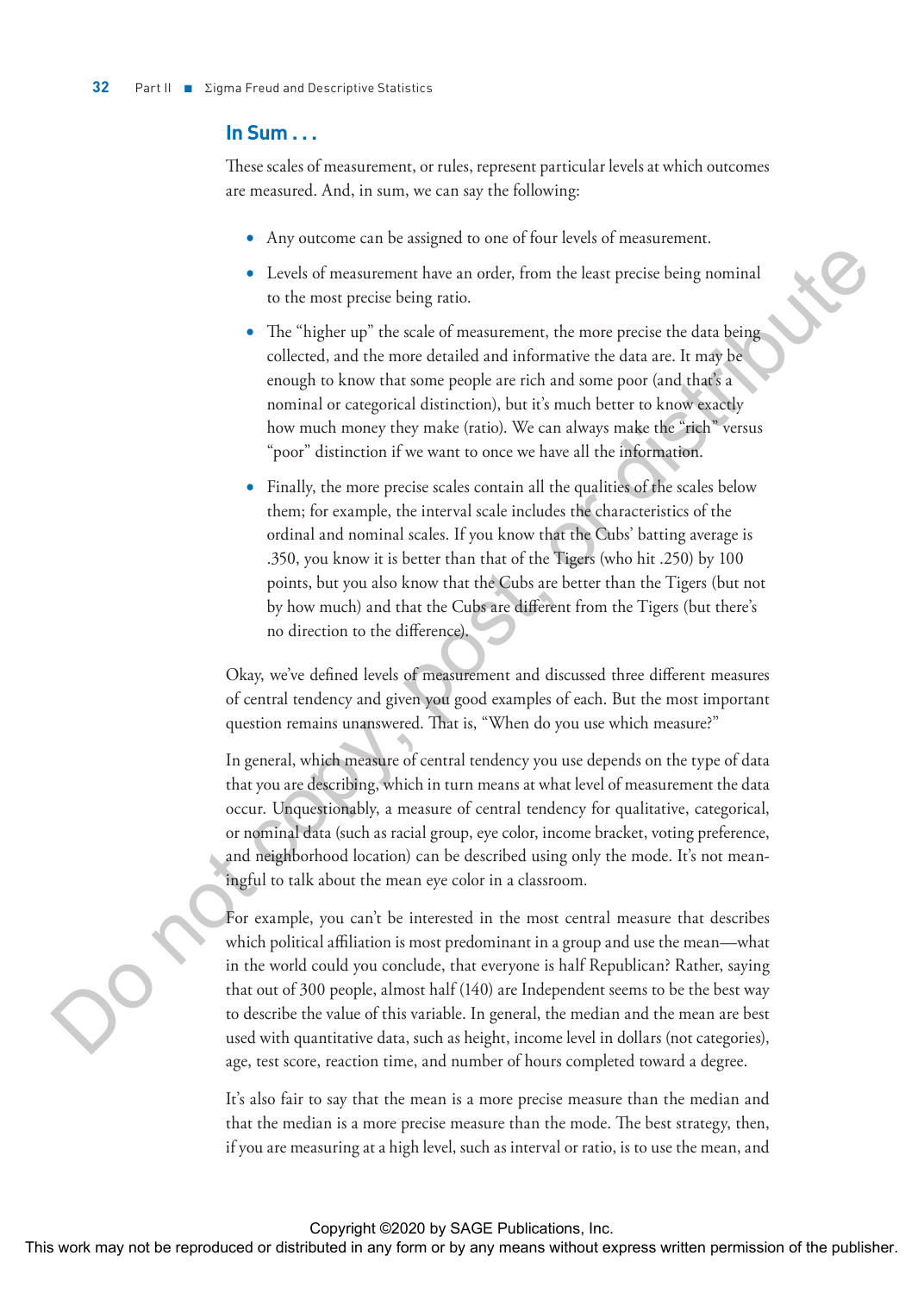## In Sum . . .

These scales of measurement, or rules, represent particular levels at which outcomes are measured. And, in sum, we can say the following:

- Any outcome can be assigned to one of four levels of measurement.
- Levels of measurement have an order, from the least precise being nominal to the most precise being ratio.
- The "higher up" the scale of measurement, the more precise the data being collected, and the more detailed and informative the data are. It may be enough to know that some people are rich and some poor (and that's a nominal or categorical distinction), but it's much better to know exactly how much money they make (ratio). We can always make the "rich" versus "poor" distinction if we want to once we have all the information.
- Finally, the more precise scales contain all the qualities of the scales below them; for example, the interval scale includes the characteristics of the ordinal and nominal scales. If you know that the Cubs' batting average is .350, you know it is better than that of the Tigers (who hit .250) by 100 points, but you also know that the Cubs are better than the Tigers (but not by how much) and that the Cubs are different from the Tigers (but there's no direction to the difference).

Okay, we've defined levels of measurement and discussed three different measures of central tendency and given you good examples of each. But the most important question remains unanswered. That is, "When do you use which measure?"

In general, which measure of central tendency you use depends on the type of data that you are describing, which in turn means at what level of measurement the data occur. Unquestionably, a measure of central tendency for qualitative, categorical, or nominal data (such as racial group, eye color, income bracket, voting preference, and neighborhood location) can be described using only the mode. It's not meaningful to talk about the mean eye color in a classroom.

For example, you can't be interested in the most central measure that describes which political affiliation is most predominant in a group and use the mean—what in the world could you conclude, that everyone is half Republican? Rather, saying that out of 300 people, almost half (140) are Independent seems to be the best way to describe the value of this variable. In general, the median and the mean are best used with quantitative data, such as height, income level in dollars (not categories), age, test score, reaction time, and number of hours completed toward a degree.

It's also fair to say that the mean is a more precise measure than the median and that the median is a more precise measure than the mode. The best strategy, then, if you are measuring at a high level, such as interval or ratio, is to use the mean, and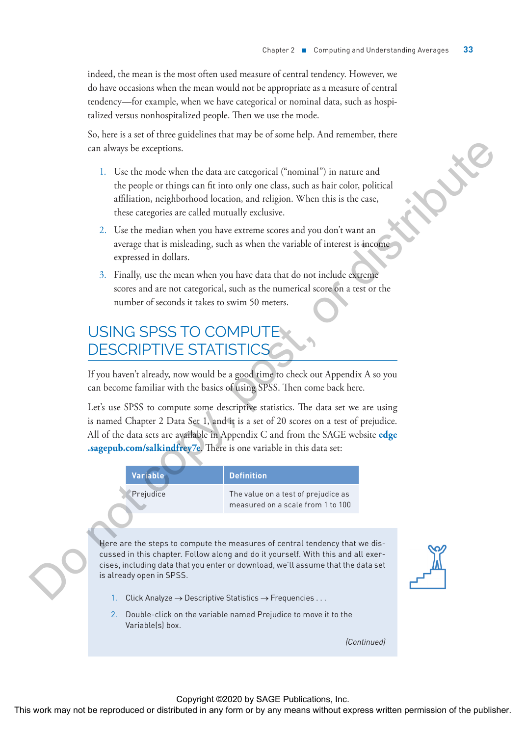indeed, the mean is the most often used measure of central tendency. However, we do have occasions when the mean would not be appropriate as a measure of central tendency—for example, when we have categorical or nominal data, such as hospitalized versus nonhospitalized people. Then we use the mode.

So, here is a set of three guidelines that may be of some help. And remember, there can always be exceptions.

1. Use the mode when the data are categorical ("nominal") in nature and the people or things can fit into only one class, such as hair color, political affiliation, neighborhood location, and religion. When this is the case, these categories are called mutually exclusive.
2. Use the median when you have extreme scores and you don't want an average that is misleading, such as when the variable of interest is income expressed in dollars.
3. Finally, use the mean when you have data that do not include extreme scores and are not categorical, such as the numerical score on a test or the number of seconds it takes to swim 50 meters.

## USING SPSS TO COMPUTE DESCRIPTIVE STATISTICS

If you haven't already, now would be a good time to check out Appendix A so you can become familiar with the basics of using SPSS. Then come back here.

Let's use SPSS to compute some descriptive statistics. The data set we are using is named Chapter 2 Data Set 1, and it is a set of 20 scores on a test of prejudice. All of the data sets are available in Appendix C and from the SAGE website **edge.sagepub.com/salkindfrey7e**. There is one variable in this data set:

| Variable | Definition |
|---|---|
| Prejudice | The value on a test of prejudice as measured on a scale from 1 to 100 |

Here are the steps to compute the measures of central tendency that we discussed in this chapter. Follow along and do it yourself. With this and all exercises, including data that you enter or download, we'll assume that the data set is already open in SPSS.

1. Click Analyze → Descriptive Statistics → Frequencies . . .
2. Double-click on the variable named Prejudice to move it to the Variable(s) box.

*(Continued)*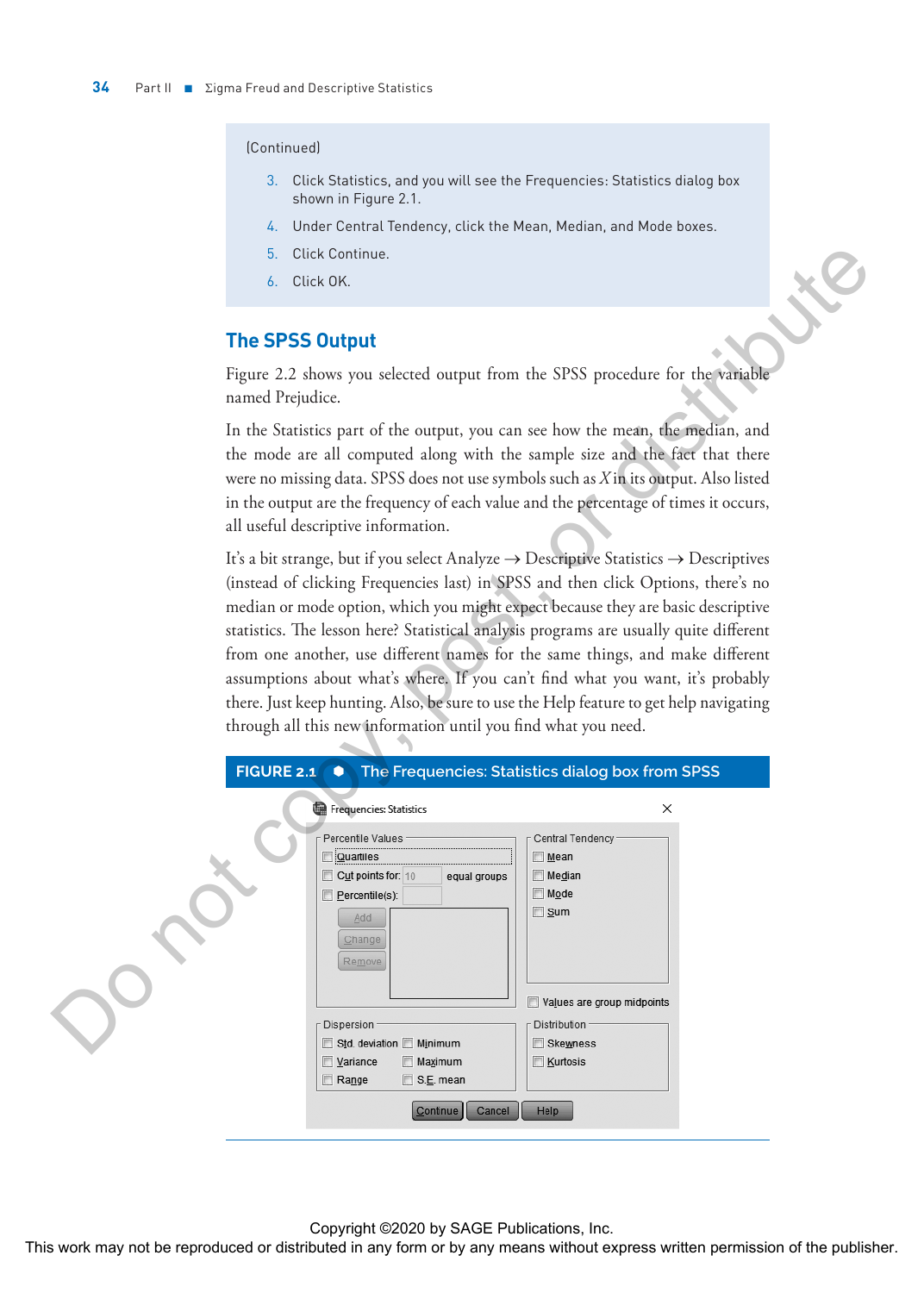(Continued)

3. Click Statistics, and you will see the Frequencies: Statistics dialog box shown in Figure 2.1.
4. Under Central Tendency, click the Mean, Median, and Mode boxes.
5. Click Continue.
6. Click OK.

## The SPSS Output

Figure 2.2 shows you selected output from the SPSS procedure for the variable named Prejudice.

In the Statistics part of the output, you can see how the mean, the median, and the mode are all computed along with the sample size and the fact that there were no missing data. SPSS does not use symbols such as $\bar{X}$ in its output. Also listed in the output are the frequency of each value and the percentage of times it occurs, all useful descriptive information.

It's a bit strange, but if you select Analyze → Descriptive Statistics → Descriptives (instead of clicking Frequencies last) in SPSS and then click Options, there's no median or mode option, which you might expect because they are basic descriptive statistics. The lesson here? Statistical analysis programs are usually quite different from one another, use different names for the same things, and make different assumptions about what's where. If you can't find what you want, it's probably there. Just keep hunting. Also, be sure to use the Help feature to get help navigating through all this new information until you find what you need.

**FIGURE 2.1** ● The Frequencies: Statistics dialog box from SPSS

Frequencies: Statistics

Percentile Values
- Quartiles
- Cut points for: 10 equal groups
- Percentile(s):
- Add
- Change
- Remove

Central Tendency
- Mean
- Median
- Mode
- Sum

Values are group midpoints

Dispersion
- Std. deviation
- Minimum
- Variance
- Maximum
- Range
- S.E. mean

Distribution
- Skewness
- Kurtosis

Continue | Cancel | Help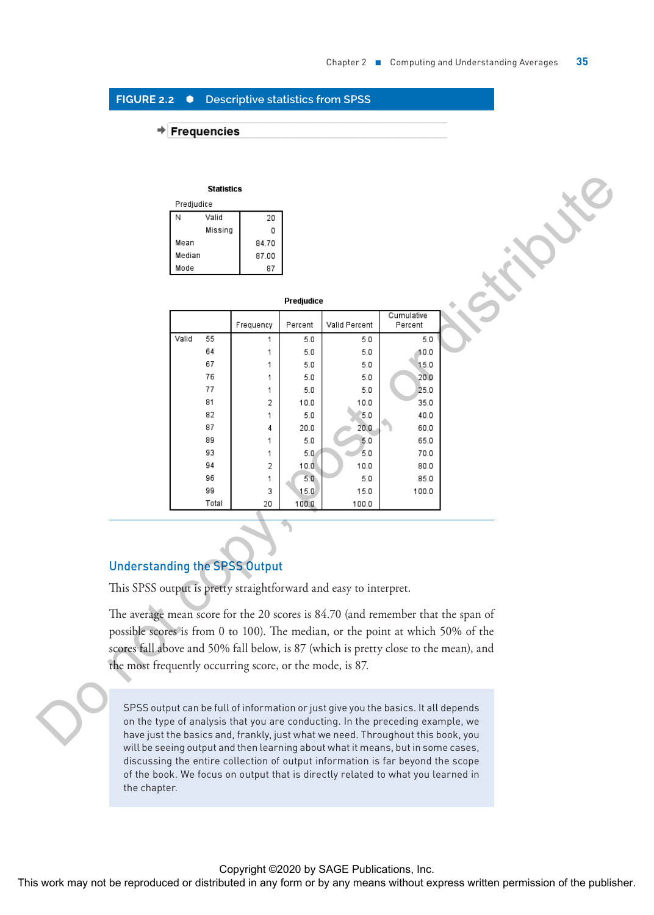FIGURE 2.2 ● Descriptive statistics from SPSS

**Frequencies**

**Statistics**

Predjudice

| | | |
|---|---|---|
| N | Valid | 20 |
| | Missing | 0 |
| Mean | | 84.70 |
| Median | | 87.00 |
| Mode | | 87 |

**Predjudice**

| | | Frequency | Percent | Valid Percent | Cumulative Percent |
|---|---|---|---|---|---|
| Valid | 55 | 1 | 5.0 | 5.0 | 5.0 |
| | 64 | 1 | 5.0 | 5.0 | 10.0 |
| | 67 | 1 | 5.0 | 5.0 | 15.0 |
| | 76 | 1 | 5.0 | 5.0 | 20.0 |
| | 77 | 1 | 5.0 | 5.0 | 25.0 |
| | 81 | 2 | 10.0 | 10.0 | 35.0 |
| | 82 | 1 | 5.0 | 5.0 | 40.0 |
| | 87 | 4 | 20.0 | 20.0 | 60.0 |
| | 89 | 1 | 5.0 | 5.0 | 65.0 |
| | 93 | 1 | 5.0 | 5.0 | 70.0 |
| | 94 | 2 | 10.0 | 10.0 | 80.0 |
| | 96 | 1 | 5.0 | 5.0 | 85.0 |
| | 99 | 3 | 15.0 | 15.0 | 100.0 |
| | Total | 20 | 100.0 | 100.0 | |

## Understanding the SPSS Output

This SPSS output is pretty straightforward and easy to interpret.

The average mean score for the 20 scores is 84.70 (and remember that the span of possible scores is from 0 to 100). The median, or the point at which 50% of the scores fall above and 50% fall below, is 87 (which is pretty close to the mean), and the most frequently occurring score, or the mode, is 87.

> SPSS output can be full of information or just give you the basics. It all depends on the type of analysis that you are conducting. In the preceding example, we have just the basics and, frankly, just what we need. Throughout this book, you will be seeing output and then learning about what it means, but in some cases, discussing the entire collection of output information is far beyond the scope of the book. We focus on output that is directly related to what you learned in the chapter.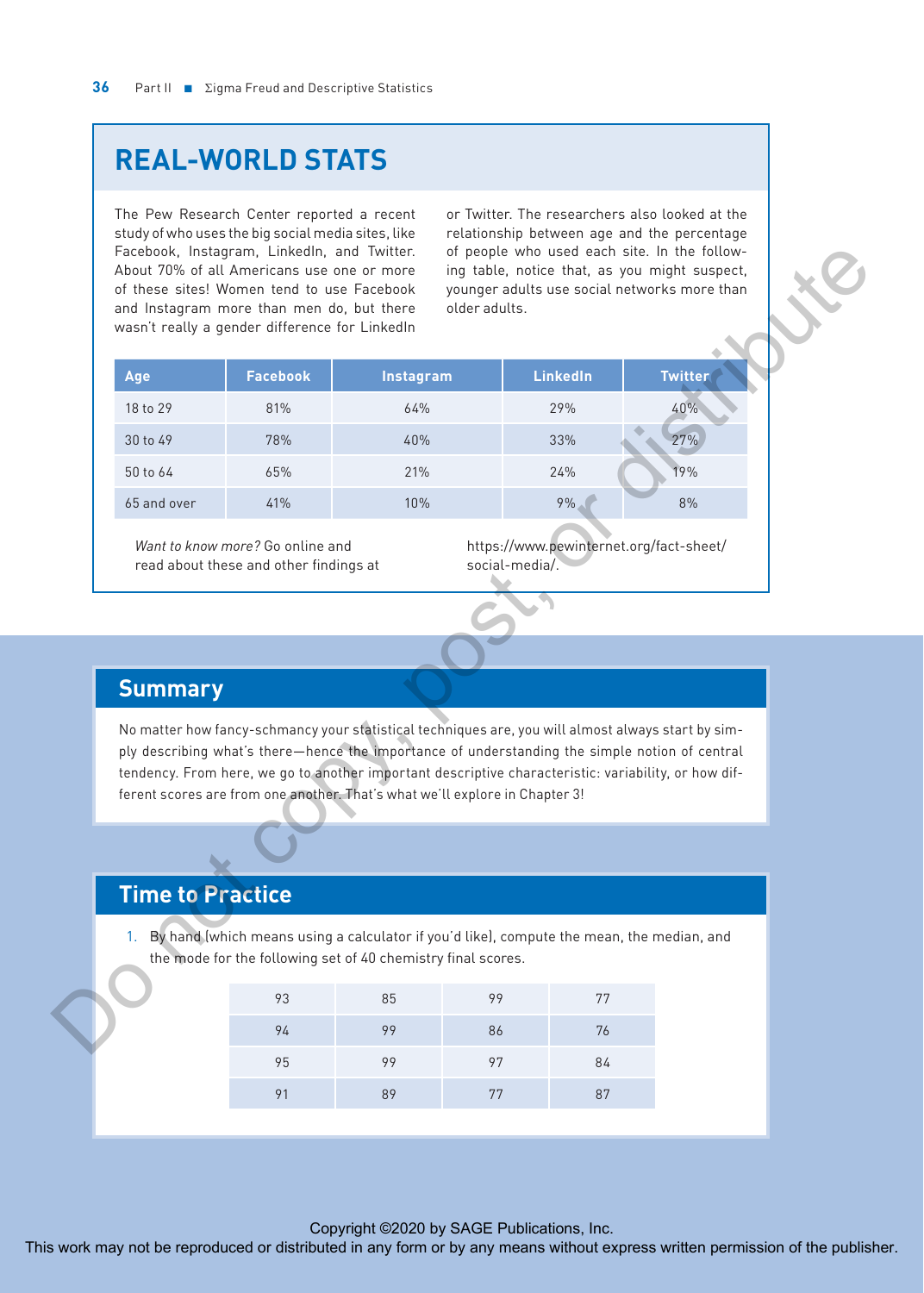## REAL-WORLD STATS

The Pew Research Center reported a recent study of who uses the big social media sites, like Facebook, Instagram, LinkedIn, and Twitter. About 70% of all Americans use one or more of these sites! Women tend to use Facebook and Instagram more than men do, but there wasn't really a gender difference for LinkedIn or Twitter. The researchers also looked at the relationship between age and the percentage of people who used each site. In the following table, notice that, as you might suspect, younger adults use social networks more than older adults.

| Age | Facebook | Instagram | LinkedIn | Twitter |
|---|---|---|---|---|
| 18 to 29 | 81% | 64% | 29% | 40% |
| 30 to 49 | 78% | 40% | 33% | 27% |
| 50 to 64 | 65% | 21% | 24% | 19% |
| 65 and over | 41% | 10% | 9% | 8% |

*Want to know more?* Go online and read about these and other findings at https://www.pewinternet.org/fact-sheet/social-media/.

## Summary

No matter how fancy-schmancy your statistical techniques are, you will almost always start by simply describing what's there—hence the importance of understanding the simple notion of central tendency. From here, we go to another important descriptive characteristic: variability, or how different scores are from one another. That's what we'll explore in Chapter 3!

## Time to Practice

1. By hand (which means using a calculator if you'd like), compute the mean, the median, and the mode for the following set of 40 chemistry final scores.

| | | | |
|---|---|---|---|
| 93 | 85 | 99 | 77 |
| 94 | 99 | 86 | 76 |
| 95 | 99 | 97 | 84 |
| 91 | 89 | 77 | 87 |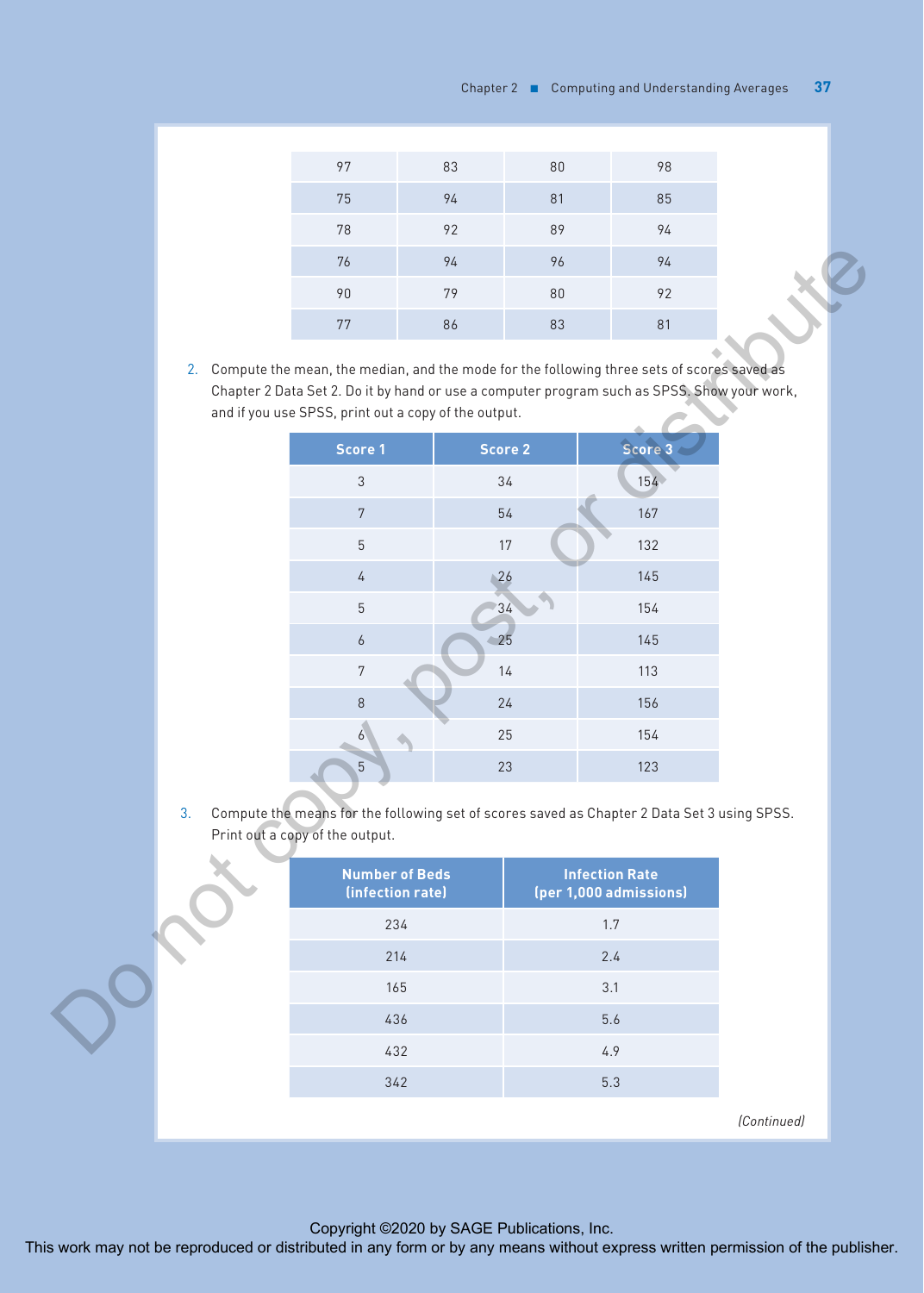| 97 | 83 | 80 | 98 |
|---|---|---|---|
| 75 | 94 | 81 | 85 |
| 78 | 92 | 89 | 94 |
| 76 | 94 | 96 | 94 |
| 90 | 79 | 80 | 92 |
| 77 | 86 | 83 | 81 |

2. Compute the mean, the median, and the mode for the following three sets of scores saved as Chapter 2 Data Set 2. Do it by hand or use a computer program such as SPSS. Show your work, and if you use SPSS, print out a copy of the output.

| Score 1 | Score 2 | Score 3 |
|---|---|---|
| 3 | 34 | 154 |
| 7 | 54 | 167 |
| 5 | 17 | 132 |
| 4 | 26 | 145 |
| 5 | 34 | 154 |
| 6 | 25 | 145 |
| 7 | 14 | 113 |
| 8 | 24 | 156 |
| 6 | 25 | 154 |
| 5 | 23 | 123 |

3. Compute the means for the following set of scores saved as Chapter 2 Data Set 3 using SPSS. Print out a copy of the output.

| Number of Beds (infection rate) | Infection Rate (per 1,000 admissions) |
|---|---|
| 234 | 1.7 |
| 214 | 2.4 |
| 165 | 3.1 |
| 436 | 5.6 |
| 432 | 4.9 |
| 342 | 5.3 |

*(Continued)*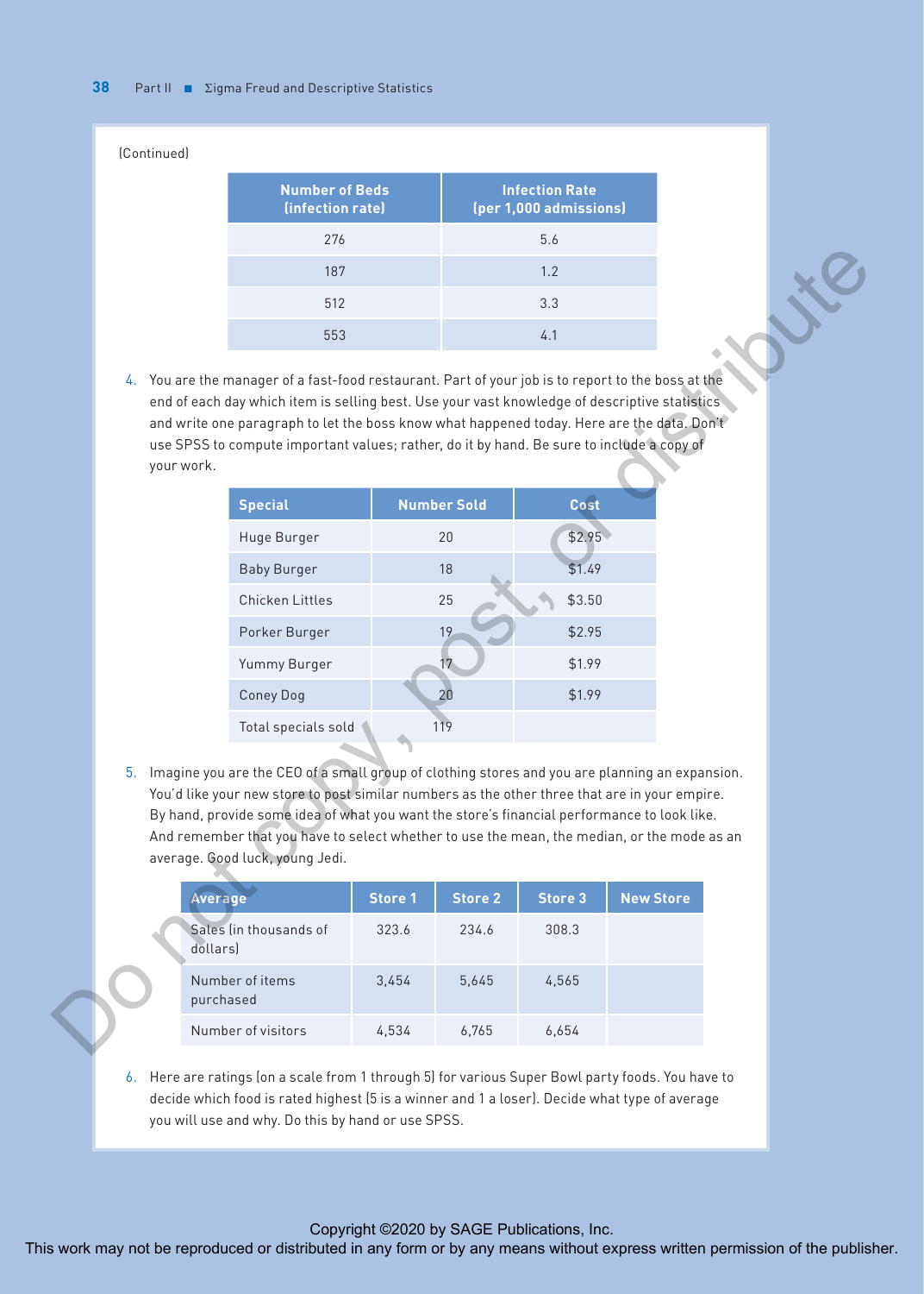(Continued)

| Number of Beds (infection rate) | Infection Rate (per 1,000 admissions) |
|---|---|
| 276 | 5.6 |
| 187 | 1.2 |
| 512 | 3.3 |
| 553 | 4.1 |

4. You are the manager of a fast-food restaurant. Part of your job is to report to the boss at the end of each day which item is selling best. Use your vast knowledge of descriptive statistics and write one paragraph to let the boss know what happened today. Here are the data. Don't use SPSS to compute important values; rather, do it by hand. Be sure to include a copy of your work.

| Special | Number Sold | Cost |
|---|---|---|
| Huge Burger | 20 | $2.95 |
| Baby Burger | 18 | $1.49 |
| Chicken Littles | 25 | $3.50 |
| Porker Burger | 19 | $2.95 |
| Yummy Burger | 17 | $1.99 |
| Coney Dog | 20 | $1.99 |
| Total specials sold | 119 | |

5. Imagine you are the CEO of a small group of clothing stores and you are planning an expansion. You'd like your new store to post similar numbers as the other three that are in your empire. By hand, provide some idea of what you want the store's financial performance to look like. And remember that you have to select whether to use the mean, the median, or the mode as an average. Good luck, young Jedi.

| Average | Store 1 | Store 2 | Store 3 | New Store |
|---|---|---|---|---|
| Sales (in thousands of dollars) | 323.6 | 234.6 | 308.3 | |
| Number of items purchased | 3,454 | 5,645 | 4,565 | |
| Number of visitors | 4,534 | 6,765 | 6,654 | |

6. Here are ratings (on a scale from 1 through 5) for various Super Bowl party foods. You have to decide which food is rated highest (5 is a winner and 1 a loser). Decide what type of average you will use and why. Do this by hand or use SPSS.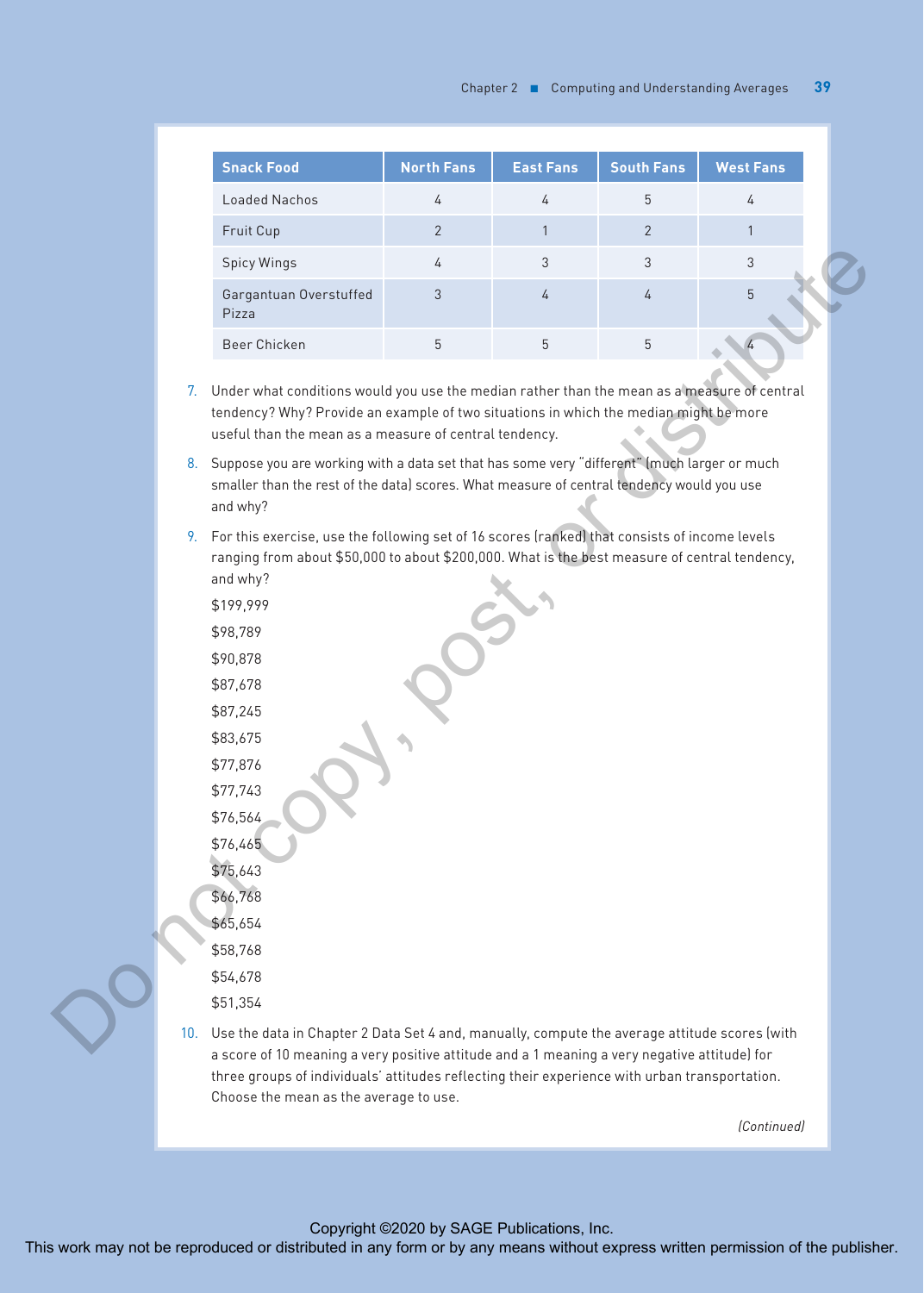| Snack Food | North Fans | East Fans | South Fans | West Fans |
|---|---|---|---|---|
| Loaded Nachos | 4 | 4 | 5 | 4 |
| Fruit Cup | 2 | 1 | 2 | 1 |
| Spicy Wings | 4 | 3 | 3 | 3 |
| Gargantuan Overstuffed Pizza | 3 | 4 | 4 | 5 |
| Beer Chicken | 5 | 5 | 5 | 4 |

7. Under what conditions would you use the median rather than the mean as a measure of central tendency? Why? Provide an example of two situations in which the median might be more useful than the mean as a measure of central tendency.

8. Suppose you are working with a data set that has some very "different" (much larger or much smaller than the rest of the data) scores. What measure of central tendency would you use and why?

9. For this exercise, use the following set of 16 scores (ranked) that consists of income levels ranging from about $50,000 to about $200,000. What is the best measure of central tendency, and why?

   $199,999
   $98,789
   $90,878
   $87,678
   $87,245
   $83,675
   $77,876
   $77,743
   $76,564
   $76,465
   $75,643
   $66,768
   $65,654
   $58,768
   $54,678
   $51,354

10. Use the data in Chapter 2 Data Set 4 and, manually, compute the average attitude scores (with a score of 10 meaning a very positive attitude and a 1 meaning a very negative attitude) for three groups of individuals' attitudes reflecting their experience with urban transportation. Choose the mean as the average to use.

*(Continued)*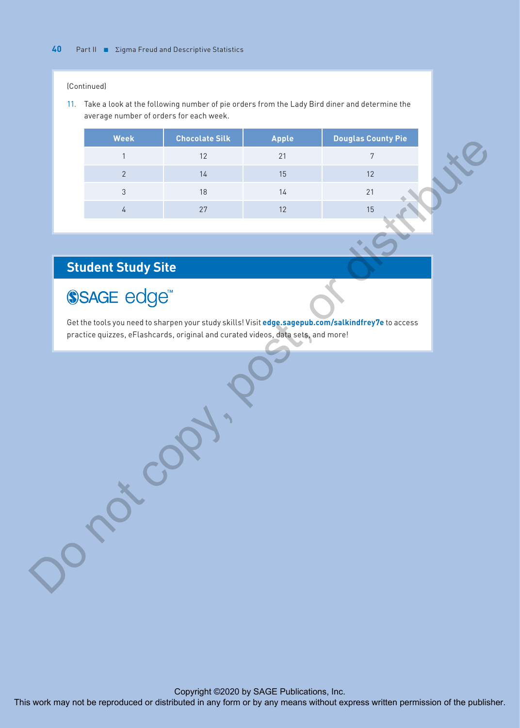(Continued)

11. Take a look at the following number of pie orders from the Lady Bird diner and determine the average number of orders for each week.

| Week | Chocolate Silk | Apple | Douglas County Pie |
|---|---|---|---|
| 1 | 12 | 21 | 7 |
| 2 | 14 | 15 | 12 |
| 3 | 18 | 14 | 21 |
| 4 | 27 | 12 | 15 |

## Student Study Site

SAGE edge™

Get the tools you need to sharpen your study skills! Visit **edge.sagepub.com/salkindfrey7e** to access practice quizzes, eFlashcards, original and curated videos, data sets, and more!